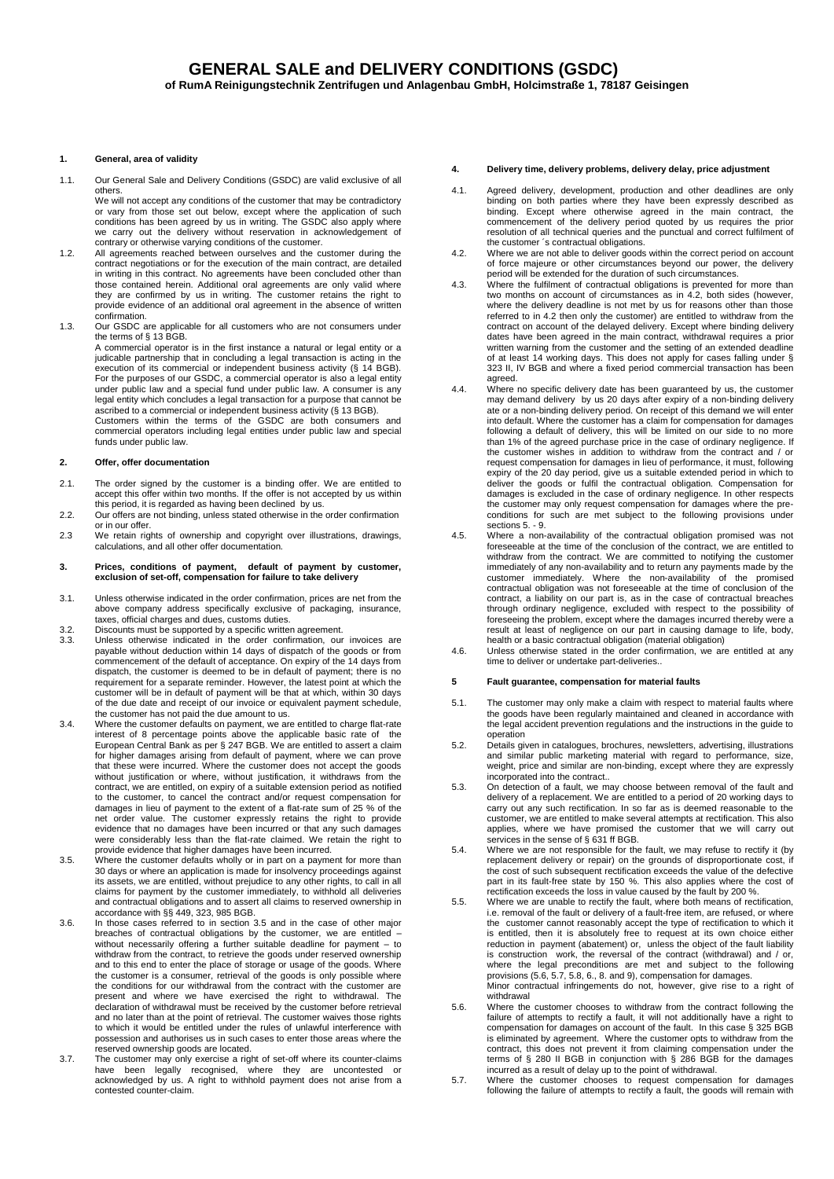# GENERAL SALE and DELIVERY CONDITIONS (GSDC)

**of RumA Reinigungstechnik Zentrifugen und Anlagenbau GmbH, Holcimstraße 1, 78187 Geisingen**

## 1. General, area of validity

1.1. Our General Sale and Delivery Conditions (GSDC) are valid exclusive of all others.
We will not accept any conditions of the customer that may be contradictory or vary from those set out below, except where the application of such conditions has been agreed by us in writing. The GSDC also apply where we carry out the delivery without reservation in acknowledgement of contrary or otherwise varying conditions of the customer.

1.2. All agreements reached between ourselves and the customer during the contract negotiations or for the execution of the main contract, are detailed in writing in this contract. No agreements have been concluded other than those contained herein. Additional oral agreements are only valid where they are confirmed by us in writing. The customer retains the right to provide evidence of an additional oral agreement in the absence of written confirmation.

1.3. Our GSDC are applicable for all customers who are not consumers under the terms of § 13 BGB.
A commercial operator is in the first instance a natural or legal entity or a judicable partnership that in concluding a legal transaction is acting in the execution of its commercial or independent business activity (§ 14 BGB). For the purposes of our GSDC, a commercial operator is also a legal entity under public law and a special fund under public law. A consumer is any legal entity which concludes a legal transaction for a purpose that cannot be ascribed to a commercial or independent business activity (§ 13 BGB).
Customers within the terms of the GSDC are both consumers and commercial operators including legal entities under public law and special funds under public law.

## 2. Offer, offer documentation

2.1. The order signed by the customer is a binding offer. We are entitled to accept this offer within two months. If the offer is not accepted by us within this period, it is regarded as having been declined by us.

2.2. Our offers are not binding, unless stated otherwise in the order confirmation or in our offer.

2.3 We retain rights of ownership and copyright over illustrations, drawings, calculations, and all other offer documentation.

## 3. Prices, conditions of payment, default of payment by customer, exclusion of set-off, compensation for failure to take delivery

3.1. Unless otherwise indicated in the order confirmation, prices are net from the above company address specifically exclusive of packaging, insurance, taxes, official charges and dues, customs duties.

3.2. Discounts must be supported by a specific written agreement.

3.3. Unless otherwise indicated in the order confirmation, our invoices are payable without deduction within 14 days of dispatch of the goods or from commencement of the default of acceptance. On expiry of the 14 days from dispatch, the customer is deemed to be in default of payment; there is no requirement for a separate reminder. However, the latest point at which the customer will be in default of payment will be that at which, within 30 days of the due date and receipt of our invoice or equivalent payment schedule, the customer has not paid the due amount to us.

3.4. Where the customer defaults on payment, we are entitled to charge flat-rate interest of 8 percentage points above the applicable basic rate of the European Central Bank as per § 247 BGB. We are entitled to assert a claim for higher damages arising from default of payment, where we can prove that these were incurred. Where the customer does not accept the goods without justification or where, without justification, it withdraws from the contract, we are entitled, on expiry of a suitable extension period as notified to the customer, to cancel the contract and/or request compensation for damages in lieu of payment to the extent of a flat-rate sum of 25 % of the net order value. The customer expressly retains the right to provide evidence that no damages have been incurred or that any such damages were considerably less than the flat-rate claimed. We retain the right to provide evidence that higher damages have been incurred.

3.5. Where the customer defaults wholly or in part on a payment for more than 30 days or where an application is made for insolvency proceedings against its assets, we are entitled, without prejudice to any other rights, to call in all claims for payment by the customer immediately, to withhold all deliveries and contractual obligations and to assert all claims to reserved ownership in accordance with §§ 449, 323, 985 BGB.

3.6. In those cases referred to in section 3.5 and in the case of other major breaches of contractual obligations by the customer, we are entitled – without necessarily offering a further suitable deadline for payment – to withdraw from the contract, to retrieve the goods under reserved ownership and to this end to enter the place of storage or usage of the goods. Where the customer is a consumer, retrieval of the goods is only possible where the conditions for our withdrawal from the contract with the customer are present and where we have exercised the right to withdrawal. The declaration of withdrawal must be received by the customer before retrieval and no later than at the point of retrieval. The customer waives those rights to which it would be entitled under the rules of unlawful interference with possession and authorises us in such cases to enter those areas where the reserved ownership goods are located.

3.7. The customer may only exercise a right of set-off where its counter-claims have been legally recognised, where they are uncontested or acknowledged by us. A right to withhold payment does not arise from a contested counter-claim.

## 4. Delivery time, delivery problems, delivery delay, price adjustment

4.1. Agreed delivery, development, production and other deadlines are only binding on both parties where they have been expressly described as binding. Except where otherwise agreed in the main contract, the commencement of the delivery period quoted by us requires the prior resolution of all technical queries and the punctual and correct fulfilment of the customer´s contractual obligations.

4.2. Where we are not able to deliver goods within the correct period on account of force majeure or other circumstances beyond our power, the delivery period will be extended for the duration of such circumstances.

4.3. Where the fulfilment of contractual obligations is prevented for more than two months on account of circumstances as in 4.2, both sides (however, where the delivery deadline is not met by us for reasons other than those referred to in 4.2 then only the customer) are entitled to withdraw from the contract on account of the delayed delivery. Except where binding delivery dates have been agreed in the main contract, withdrawal requires a prior written warning from the customer and the setting of an extended deadline of at least 14 working days. This does not apply for cases falling under § 323 II, IV BGB and where a fixed period commercial transaction has been agreed.

4.4. Where no specific delivery date has been guaranteed by us, the customer may demand delivery by us 20 days after expiry of a non-binding delivery ate or a non-binding delivery period. On receipt of this demand we will enter into default. Where the customer has a claim for compensation for damages following a default of delivery, this will be limited on our side to no more than 1% of the agreed purchase price in the case of ordinary negligence. If the customer wishes in addition to withdraw from the contract and / or request compensation for damages in lieu of performance, it must, following expiry of the 20 day period, give us a suitable extended period in which to deliver the goods or fulfil the contractual obligation. Compensation for damages is excluded in the case of ordinary negligence. In other respects the customer may only request compensation for damages where the pre-conditions for such are met subject to the following provisions under sections 5. - 9.

4.5. Where a non-availability of the contractual obligation promised was not foreseeable at the time of the conclusion of the contract, we are entitled to withdraw from the contract. We are committed to notifying the customer immediately of any non-availability and to return any payments made by the customer immediately. Where the non-availability of the promised contractual obligation was not foreseeable at the time of conclusion of the contract, a liability on our part is, as in the case of contractual breaches through ordinary negligence, excluded with respect to the possibility of foreseeing the problem, except where the damages incurred thereby were a result at least of negligence on our part in causing damage to life, body, health or a basic contractual obligation (material obligation)

4.6. Unless otherwise stated in the order confirmation, we are entitled at any time to deliver or undertake part-deliveries..

## 5 Fault guarantee, compensation for material faults

5.1. The customer may only make a claim with respect to material faults where the goods have been regularly maintained and cleaned in accordance with the legal accident prevention regulations and the instructions in the guide to operation

5.2. Details given in catalogues, brochures, newsletters, advertising, illustrations and similar public marketing material with regard to performance, size, weight, price and similar are non-binding, except where they are expressly incorporated into the contract..

5.3. On detection of a fault, we may choose between removal of the fault and delivery of a replacement. We are entitled to a period of 20 working days to carry out any such rectification. In so far as is deemed reasonable to the customer, we are entitled to make several attempts at rectification. This also applies, where we have promised the customer that we will carry out services in the sense of § 631 ff BGB.

5.4. Where we are not responsible for the fault, we may refuse to rectify it (by replacement delivery or repair) on the grounds of disproportionate cost, if the cost of such subsequent rectification exceeds the value of the defective part in its fault-free state by 150 %. This also applies where the cost of rectification exceeds the loss in value caused by the fault by 200 %.

5.5. Where we are unable to rectify the fault, where both means of rectification, i.e. removal of the fault or delivery of a fault-free item, are refused, or where the customer cannot reasonably accept the type of rectification to which it is entitled, then it is absolutely free to request at its own choice either reduction in payment (abatement) or, unless the object of the fault liability is construction work, the reversal of the contract (withdrawal) and / or, where the legal preconditions are met and subject to the following provisions (5.6, 5.7, 5.8, 6., 8. and 9), compensation for damages.
Minor contractual infringements do not, however, give rise to a right of withdrawal

5.6. Where the customer chooses to withdraw from the contract following the failure of attempts to rectify a fault, it will not additionally have a right to compensation for damages on account of the fault. In this case § 325 BGB is eliminated by agreement. Where the customer opts to withdraw from the contract, this does not prevent it from claiming compensation under the terms of § 280 II BGB in conjunction with § 286 BGB for the damages incurred as a result of delay up to the point of withdrawal.

5.7. Where the customer chooses to request compensation for damages following the failure of attempts to rectify a fault, the goods will remain with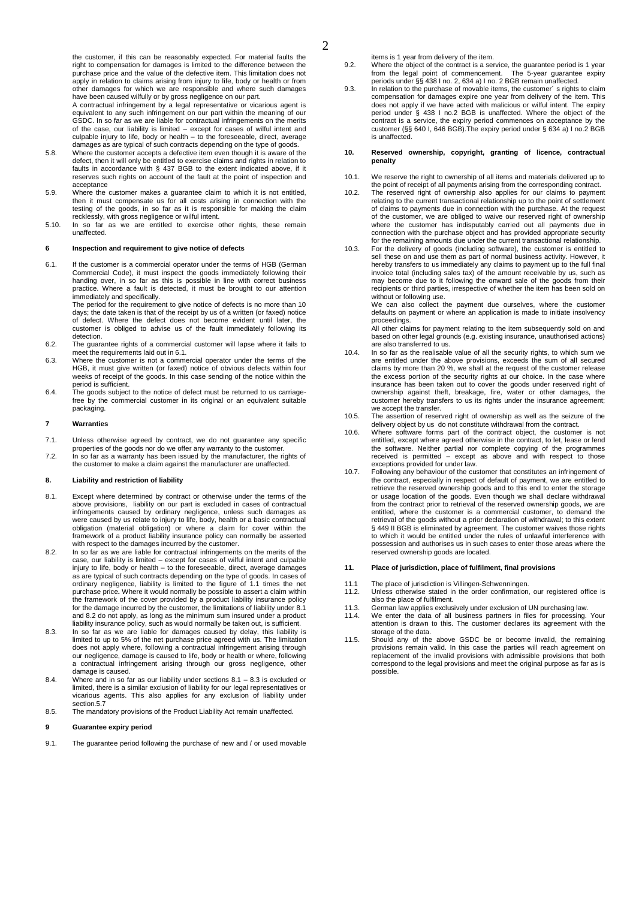the customer, if this can be reasonably expected. For material faults the right to compensation for damages is limited to the difference between the purchase price and the value of the defective item. This limitation does not apply in relation to claims arising from injury to life, body or health or from other damages for which we are responsible and where such damages have been caused wilfully or by gross negligence on our part.

A contractual infringement by a legal representative or vicarious agent is equivalent to any such infringement on our part within the meaning of our GSDC. In so far as we are liable for contractual infringements on the merits of the case, our liability is limited – except for cases of wilful intent and culpable injury to life, body or health – to the foreseeable, direct, average damages as are typical of such contracts depending on the type of goods.

5.8. Where the customer accepts a defective item even though it is aware of the defect, then it will only be entitled to exercise claims and rights in relation to faults in accordance with § 437 BGB to the extent indicated above, if it reserves such rights on account of the fault at the point of inspection and acceptance

5.9. Where the customer makes a guarantee claim to which it is not entitled, then it must compensate us for all costs arising in connection with the testing of the goods, in so far as it is responsible for making the claim recklessly, with gross negligence or wilful intent.

5.10. In so far as we are entitled to exercise other rights, these remain unaffected.

## 6 Inspection and requirement to give notice of defects

6.1. If the customer is a commercial operator under the terms of HGB (German Commercial Code), it must inspect the goods immediately following their handing over, in so far as this is possible in line with correct business practice. Where a fault is detected, it must be brought to our attention immediately and specifically.

The period for the requirement to give notice of defects is no more than 10 days; the date taken is that of the receipt by us of a written (or faxed) notice of defect. Where the defect does not become evident until later, the customer is obliged to advise us of the fault immediately following its detection.

6.2. The guarantee rights of a commercial customer will lapse where it fails to meet the requirements laid out in 6.1.

6.3. Where the customer is not a commercial operator under the terms of the HGB, it must give written (or faxed) notice of obvious defects within four weeks of receipt of the goods. In this case sending of the notice within the period is sufficient.

6.4. The goods subject to the notice of defect must be returned to us carriage-free by the commercial customer in its original or an equivalent suitable packaging.

## 7 Warranties

7.1. Unless otherwise agreed by contract, we do not guarantee any specific properties of the goods nor do we offer any warranty to the customer.

7.2. In so far as a warranty has been issued by the manufacturer, the rights of the customer to make a claim against the manufacturer are unaffected.

## 8. Liability and restriction of liability

8.1. Except where determined by contract or otherwise under the terms of the above provisions, liability on our part is excluded in cases of contractual infringements caused by ordinary negligence, unless such damages as were caused by us relate to injury to life, body, health or a basic contractual obligation (material obligation) or where a claim for cover within the framework of a product liability insurance policy can normally be asserted with respect to the damages incurred by the customer.

8.2. In so far as we are liable for contractual infringements on the merits of the case, our liability is limited – except for cases of wilful intent and culpable injury to life, body or health – to the foreseeable, direct, average damages as are typical of such contracts depending on the type of goods. In cases of ordinary negligence, liability is limited to the figure of 1.1 times the net purchase price**.** Where it would normally be possible to assert a claim within the framework of the cover provided by a product liability insurance policy for the damage incurred by the customer, the limitations of liability under 8.1 and 8.2 do not apply, as long as the minimum sum insured under a product liability insurance policy, such as would normally be taken out, is sufficient.

8.3. In so far as we are liable for damages caused by delay, this liability is limited to up to 5% of the net purchase price agreed with us. The limitation does not apply where, following a contractual infringement arising through our negligence, damage is caused to life, body or health or where, following a contractual infringement arising through our gross negligence, other damage is caused.

8.4. Where and in so far as our liability under sections 8.1 – 8.3 is excluded or limited, there is a similar exclusion of liability for our legal representatives or vicarious agents. This also applies for any exclusion of liability under section.5.7

8.5. The mandatory provisions of the Product Liability Act remain unaffected.

## 9 Guarantee expiry period

9.1. The guarantee period following the purchase of new and / or used movable items is 1 year from delivery of the item.

9.2. Where the object of the contract is a service, the guarantee period is 1 year from the legal point of commencement. The 5-year guarantee expiry periods under §§ 438 I no. 2, 634 a) I no. 2 BGB remain unaffected.

9.3. In relation to the purchase of movable items, the customer´ s rights to claim compensation for damages expire one year from delivery of the item. This does not apply if we have acted with malicious or wilful intent. The expiry period under § 438 I no.2 BGB is unaffected. Where the object of the contract is a service, the expiry period commences on acceptance by the customer (§§ 640 I, 646 BGB).The expiry period under § 634 a) I no.2 BGB is unaffected.

## 10. Reserved ownership, copyright, granting of licence, contractual penalty

10.1. We reserve the right to ownership of all items and materials delivered up to the point of receipt of all payments arising from the corresponding contract.

10.2. The reserved right of ownership also applies for our claims to payment relating to the current transactional relationship up to the point of settlement of claims to payments due in connection with the purchase. At the request of the customer, we are obliged to waive our reserved right of ownership where the customer has indisputably carried out all payments due in connection with the purchase object and has provided appropriate security for the remaining amounts due under the current transactional relationship.

10.3. For the delivery of goods (including software), the customer is entitled to sell these on and use them as part of normal business activity. However, it hereby transfers to us immediately any claims to payment up to the full final invoice total (including sales tax) of the amount receivable by us, such as may become due to it following the onward sale of the goods from their recipients or third parties, irrespective of whether the item has been sold on without or following use.

We can also collect the payment due ourselves, where the customer defaults on payment or where an application is made to initiate insolvency proceedings.

All other claims for payment relating to the item subsequently sold on and based on other legal grounds (e.g. existing insurance, unauthorised actions) are also transferred to us.

10.4. In so far as the realisable value of all the security rights, to which sum we are entitled under the above provisions, exceeds the sum of all secured claims by more than 20 %, we shall at the request of the customer release the excess portion of the security rights at our choice. In the case where insurance has been taken out to cover the goods under reserved right of ownership against theft, breakage, fire, water or other damages, the customer hereby transfers to us its rights under the insurance agreement; we accept the transfer.

10.5. The assertion of reserved right of ownership as well as the seizure of the delivery object by us do not constitute withdrawal from the contract.

10.6. Where software forms part of the contract object, the customer is not entitled, except where agreed otherwise in the contract, to let, lease or lend the software. Neither partial nor complete copying of the programmes received is permitted – except as above and with respect to those exceptions provided for under law.

10.7. Following any behaviour of the customer that constitutes an infringement of the contract, especially in respect of default of payment, we are entitled to retrieve the reserved ownership goods and to this end to enter the storage or usage location of the goods. Even though we shall declare withdrawal from the contract prior to retrieval of the reserved ownership goods, we are entitled, where the customer is a commercial customer, to demand the retrieval of the goods without a prior declaration of withdrawal; to this extent § 449 II BGB is eliminated by agreement. The customer waives those rights to which it would be entitled under the rules of unlawful interference with possession and authorises us in such cases to enter those areas where the reserved ownership goods are located.

## 11. Place of jurisdiction, place of fulfilment, final provisions

11.1 The place of jurisdiction is Villingen-Schwenningen.

11.2. Unless otherwise stated in the order confirmation, our registered office is also the place of fulfilment.

11.3. German law applies exclusively under exclusion of UN purchasing law.

11.4. We enter the data of all business partners in files for processing. Your attention is drawn to this. The customer declares its agreement with the storage of the data.

11.5. Should any of the above GSDC be or become invalid, the remaining provisions remain valid. In this case the parties will reach agreement on replacement of the invalid provisions with admissible provisions that both correspond to the legal provisions and meet the original purpose as far as is possible.